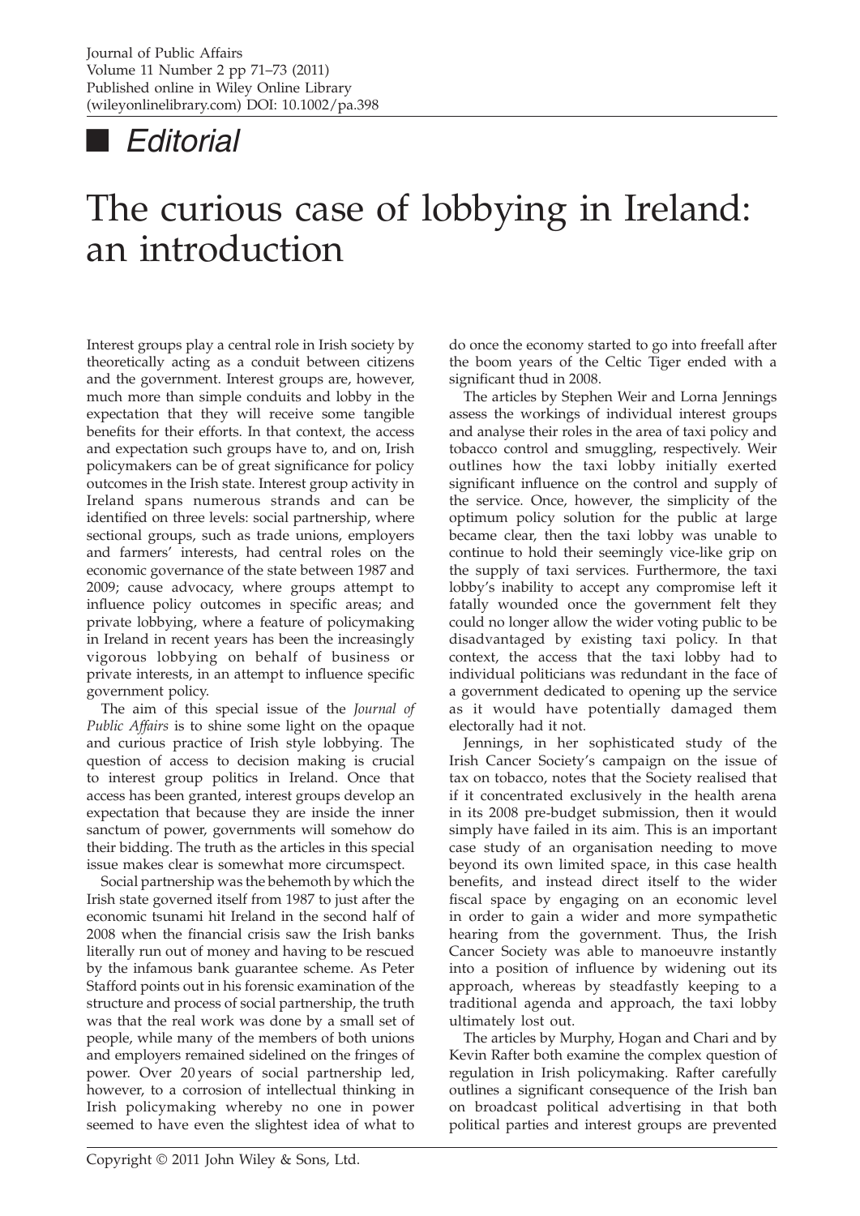## Editorial

# The curious case of lobbying in Ireland: an introduction

Interest groups play a central role in Irish society by theoretically acting as a conduit between citizens and the government. Interest groups are, however, much more than simple conduits and lobby in the expectation that they will receive some tangible benefits for their efforts. In that context, the access and expectation such groups have to, and on, Irish policymakers can be of great significance for policy outcomes in the Irish state. Interest group activity in Ireland spans numerous strands and can be identified on three levels: social partnership, where sectional groups, such as trade unions, employers and farmers' interests, had central roles on the economic governance of the state between 1987 and 2009; cause advocacy, where groups attempt to influence policy outcomes in specific areas; and private lobbying, where a feature of policymaking in Ireland in recent years has been the increasingly vigorous lobbying on behalf of business or private interests, in an attempt to influence specific government policy.

The aim of this special issue of the *Journal of Public Affairs* is to shine some light on the opaque and curious practice of Irish style lobbying. The question of access to decision making is crucial to interest group politics in Ireland. Once that access has been granted, interest groups develop an expectation that because they are inside the inner sanctum of power, governments will somehow do their bidding. The truth as the articles in this special issue makes clear is somewhat more circumspect.

Social partnership was the behemoth by which the Irish state governed itself from 1987 to just after the economic tsunami hit Ireland in the second half of 2008 when the financial crisis saw the Irish banks literally run out of money and having to be rescued by the infamous bank guarantee scheme. As Peter Stafford points out in his forensic examination of the structure and process of social partnership, the truth was that the real work was done by a small set of people, while many of the members of both unions and employers remained sidelined on the fringes of power. Over 20 years of social partnership led, however, to a corrosion of intellectual thinking in Irish policymaking whereby no one in power seemed to have even the slightest idea of what to do once the economy started to go into freefall after the boom years of the Celtic Tiger ended with a significant thud in 2008.

The articles by Stephen Weir and Lorna Jennings assess the workings of individual interest groups and analyse their roles in the area of taxi policy and tobacco control and smuggling, respectively. Weir outlines how the taxi lobby initially exerted significant influence on the control and supply of the service. Once, however, the simplicity of the optimum policy solution for the public at large became clear, then the taxi lobby was unable to continue to hold their seemingly vice-like grip on the supply of taxi services. Furthermore, the taxi lobby's inability to accept any compromise left it fatally wounded once the government felt they could no longer allow the wider voting public to be disadvantaged by existing taxi policy. In that context, the access that the taxi lobby had to individual politicians was redundant in the face of a government dedicated to opening up the service as it would have potentially damaged them electorally had it not.

Jennings, in her sophisticated study of the Irish Cancer Society's campaign on the issue of tax on tobacco, notes that the Society realised that if it concentrated exclusively in the health arena in its 2008 pre-budget submission, then it would simply have failed in its aim. This is an important case study of an organisation needing to move beyond its own limited space, in this case health benefits, and instead direct itself to the wider fiscal space by engaging on an economic level in order to gain a wider and more sympathetic hearing from the government. Thus, the Irish Cancer Society was able to manoeuvre instantly into a position of influence by widening out its approach, whereas by steadfastly keeping to a traditional agenda and approach, the taxi lobby ultimately lost out.

The articles by Murphy, Hogan and Chari and by Kevin Rafter both examine the complex question of regulation in Irish policymaking. Rafter carefully outlines a significant consequence of the Irish ban on broadcast political advertising in that both political parties and interest groups are prevented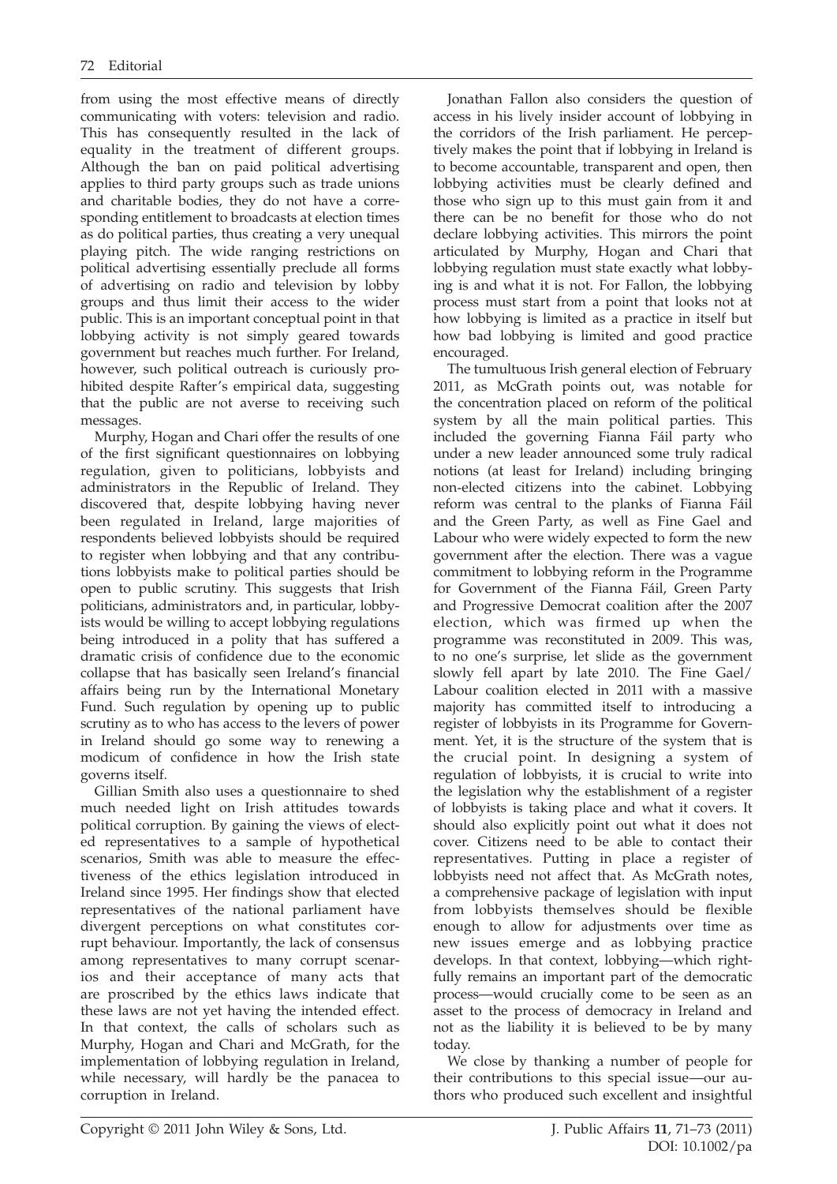from using the most effective means of directly communicating with voters: television and radio. This has consequently resulted in the lack of equality in the treatment of different groups. Although the ban on paid political advertising applies to third party groups such as trade unions and charitable bodies, they do not have a corresponding entitlement to broadcasts at election times as do political parties, thus creating a very unequal playing pitch. The wide ranging restrictions on political advertising essentially preclude all forms of advertising on radio and television by lobby groups and thus limit their access to the wider public. This is an important conceptual point in that lobbying activity is not simply geared towards government but reaches much further. For Ireland, however, such political outreach is curiously prohibited despite Rafter's empirical data, suggesting that the public are not averse to receiving such messages.

Murphy, Hogan and Chari offer the results of one of the first significant questionnaires on lobbying regulation, given to politicians, lobbyists and administrators in the Republic of Ireland. They discovered that, despite lobbying having never been regulated in Ireland, large majorities of respondents believed lobbyists should be required to register when lobbying and that any contributions lobbyists make to political parties should be open to public scrutiny. This suggests that Irish politicians, administrators and, in particular, lobbyists would be willing to accept lobbying regulations being introduced in a polity that has suffered a dramatic crisis of confidence due to the economic collapse that has basically seen Ireland's financial affairs being run by the International Monetary Fund. Such regulation by opening up to public scrutiny as to who has access to the levers of power in Ireland should go some way to renewing a modicum of confidence in how the Irish state governs itself.

Gillian Smith also uses a questionnaire to shed much needed light on Irish attitudes towards political corruption. By gaining the views of elected representatives to a sample of hypothetical scenarios, Smith was able to measure the effectiveness of the ethics legislation introduced in Ireland since 1995. Her findings show that elected representatives of the national parliament have divergent perceptions on what constitutes corrupt behaviour. Importantly, the lack of consensus among representatives to many corrupt scenarios and their acceptance of many acts that are proscribed by the ethics laws indicate that these laws are not yet having the intended effect. In that context, the calls of scholars such as Murphy, Hogan and Chari and McGrath, for the implementation of lobbying regulation in Ireland, while necessary, will hardly be the panacea to corruption in Ireland.

Jonathan Fallon also considers the question of access in his lively insider account of lobbying in the corridors of the Irish parliament. He perceptively makes the point that if lobbying in Ireland is to become accountable, transparent and open, then lobbying activities must be clearly defined and those who sign up to this must gain from it and there can be no benefit for those who do not declare lobbying activities. This mirrors the point articulated by Murphy, Hogan and Chari that lobbying regulation must state exactly what lobbying is and what it is not. For Fallon, the lobbying process must start from a point that looks not at how lobbying is limited as a practice in itself but how bad lobbying is limited and good practice encouraged.

The tumultuous Irish general election of February 2011, as McGrath points out, was notable for the concentration placed on reform of the political system by all the main political parties. This included the governing Fianna Fáil party who under a new leader announced some truly radical notions (at least for Ireland) including bringing non-elected citizens into the cabinet. Lobbying reform was central to the planks of Fianna Fáil and the Green Party, as well as Fine Gael and Labour who were widely expected to form the new government after the election. There was a vague commitment to lobbying reform in the Programme for Government of the Fianna Fáil, Green Party and Progressive Democrat coalition after the 2007 election, which was firmed up when the programme was reconstituted in 2009. This was, to no one's surprise, let slide as the government slowly fell apart by late 2010. The Fine Gael/Labour coalition elected in 2011 with a massive majority has committed itself to introducing a register of lobbyists in its Programme for Government. Yet, it is the structure of the system that is the crucial point. In designing a system of regulation of lobbyists, it is crucial to write into the legislation why the establishment of a register of lobbyists is taking place and what it covers. It should also explicitly point out what it does not cover. Citizens need to be able to contact their representatives. Putting in place a register of lobbyists need not affect that. As McGrath notes, a comprehensive package of legislation with input from lobbyists themselves should be flexible enough to allow for adjustments over time as new issues emerge and as lobbying practice develops. In that context, lobbying—which rightfully remains an important part of the democratic process—would crucially come to be seen as an asset to the process of democracy in Ireland and not as the liability it is believed to be by many today.

We close by thanking a number of people for their contributions to this special issue—our authors who produced such excellent and insightful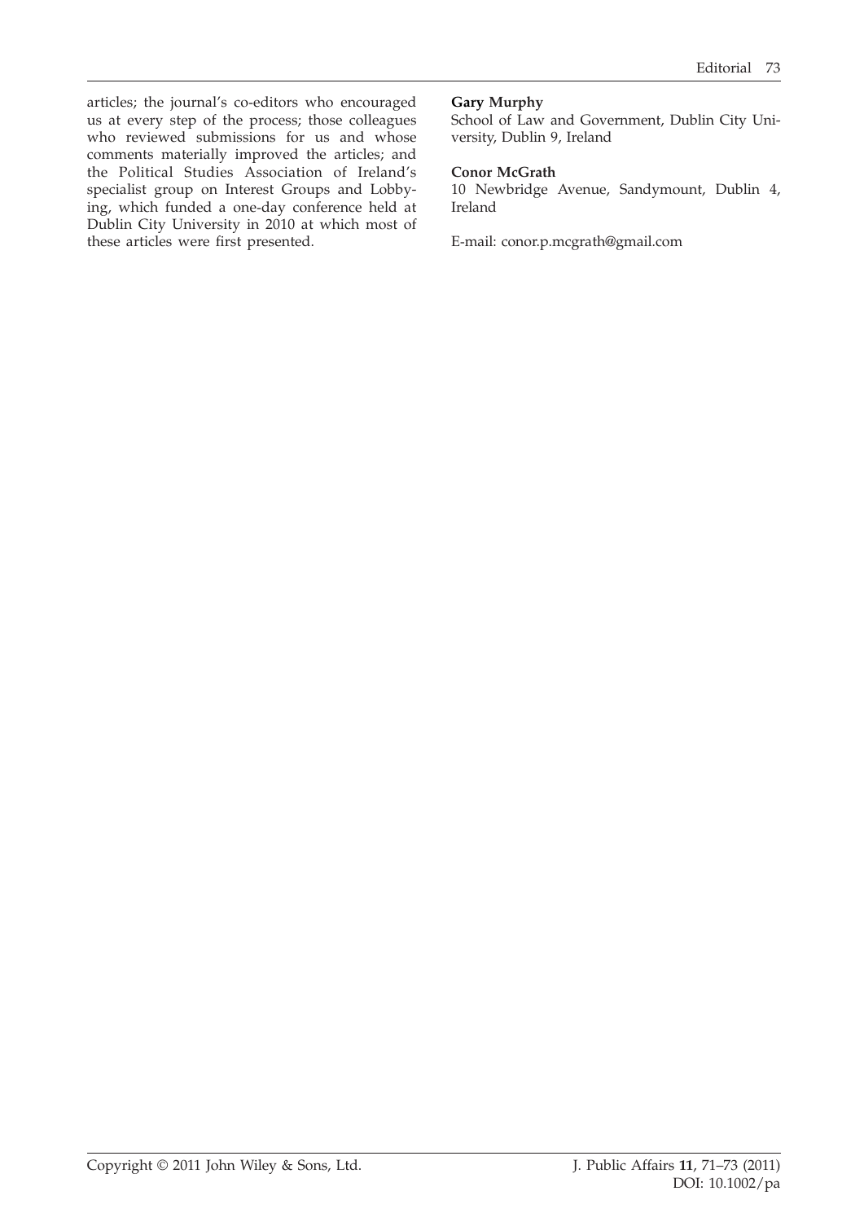articles; the journal's co-editors who encouraged us at every step of the process; those colleagues who reviewed submissions for us and whose comments materially improved the articles; and the Political Studies Association of Ireland's specialist group on Interest Groups and Lobbying, which funded a one-day conference held at Dublin City University in 2010 at which most of these articles were first presented.

**Gary Murphy**
School of Law and Government, Dublin City University, Dublin 9, Ireland

**Conor McGrath**
10 Newbridge Avenue, Sandymount, Dublin 4, Ireland

E-mail: conor.p.mcgrath@gmail.com